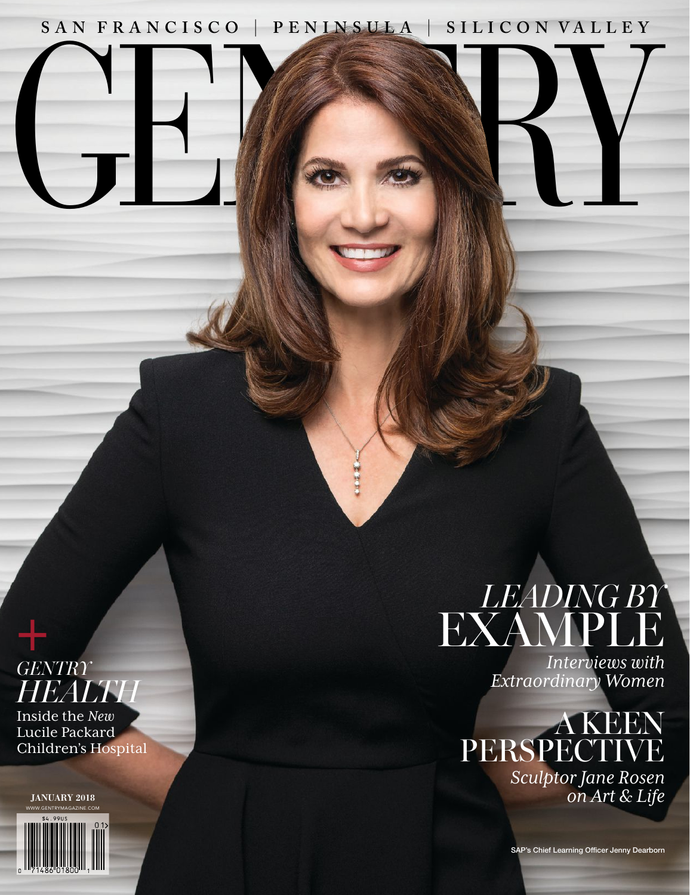SAN FRANCISCO | PENINSULA | SILICON VALLEY

# GENTRY

+ *GENTRY* *HEALTH*

Inside the *New* Lucile Packard Children's Hospital

**JANUARY 2018**

WWW.GENTRYMAGAZINE.COM

$4.99US

## *LEADING BY* EXAMPLE

*Interviews with Extraordinary Women*

## A KEEN PERSPECTIVE

*Sculptor Jane Rosen on Art & Life*

SAP's Chief Learning Officer Jenny Dearborn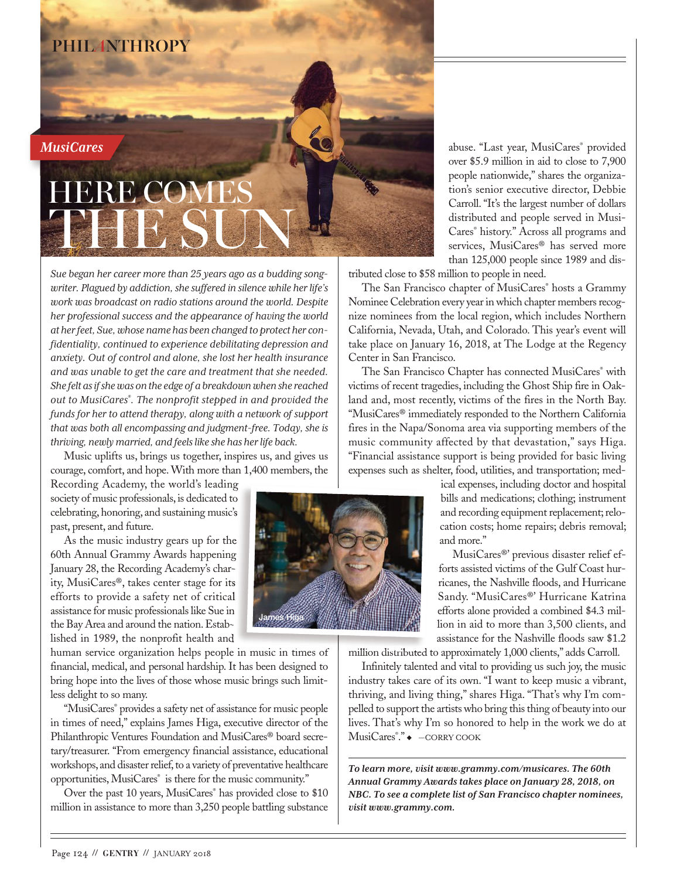PHILANTHROPY

*MusiCares*

# HERE COMES THE SUN

*Sue began her career more than 25 years ago as a budding songwriter. Plagued by addiction, she suffered in silence while her life's work was broadcast on radio stations around the world. Despite her professional success and the appearance of having the world at her feet, Sue, whose name has been changed to protect her confidentiality, continued to experience debilitating depression and anxiety. Out of control and alone, she lost her health insurance and was unable to get the care and treatment that she needed. She felt as if she was on the edge of a breakdown when she reached out to MusiCares®. The nonprofit stepped in and provided the funds for her to attend therapy, along with a network of support that was both all encompassing and judgment-free. Today, she is thriving, newly married, and feels like she has her life back.*

Music uplifts us, brings us together, inspires us, and gives us courage, comfort, and hope. With more than 1,400 members, the Recording Academy, the world's leading society of music professionals, is dedicated to celebrating, honoring, and sustaining music's past, present, and future.

As the music industry gears up for the 60th Annual Grammy Awards happening January 28, the Recording Academy's charity, MusiCares®, takes center stage for its efforts to provide a safety net of critical assistance for music professionals like Sue in the Bay Area and around the nation. Established in 1989, the nonprofit health and human service organization helps people in music in times of financial, medical, and personal hardship. It has been designed to bring hope into the lives of those whose music brings such limitless delight to so many.

James Higa

"MusiCares® provides a safety net of assistance for music people in times of need," explains James Higa, executive director of the Philanthropic Ventures Foundation and MusiCares® board secretary/treasurer. "From emergency financial assistance, educational workshops, and disaster relief, to a variety of preventative healthcare opportunities, MusiCares® is there for the music community."

Over the past 10 years, MusiCares® has provided close to $10 million in assistance to more than 3,250 people battling substance abuse. "Last year, MusiCares® provided over $5.9 million in aid to close to 7,900 people nationwide," shares the organization's senior executive director, Debbie Carroll. "It's the largest number of dollars distributed and people served in MusiCares® history." Across all programs and services, MusiCares® has served more than 125,000 people since 1989 and distributed close to $58 million to people in need.

The San Francisco chapter of MusiCares® hosts a Grammy Nominee Celebration every year in which chapter members recognize nominees from the local region, which includes Northern California, Nevada, Utah, and Colorado. This year's event will take place on January 16, 2018, at The Lodge at the Regency Center in San Francisco.

The San Francisco Chapter has connected MusiCares® with victims of recent tragedies, including the Ghost Ship fire in Oakland and, most recently, victims of the fires in the North Bay. "MusiCares® immediately responded to the Northern California fires in the Napa/Sonoma area via supporting members of the music community affected by that devastation," says Higa. "Financial assistance support is being provided for basic living expenses such as shelter, food, utilities, and transportation; medical expenses, including doctor and hospital bills and medications; clothing; instrument and recording equipment replacement; relocation costs; home repairs; debris removal; and more."

MusiCares®' previous disaster relief efforts assisted victims of the Gulf Coast hurricanes, the Nashville floods, and Hurricane Sandy. "MusiCares®' Hurricane Katrina efforts alone provided a combined $4.3 million in aid to more than 3,500 clients, and assistance for the Nashville floods saw $1.2 million distributed to approximately 1,000 clients," adds Carroll.

Infinitely talented and vital to providing us such joy, the music industry takes care of its own. "I want to keep music a vibrant, thriving, and living thing," shares Higa. "That's why I'm compelled to support the artists who bring this thing of beauty into our lives. That's why I'm so honored to help in the work we do at MusiCares®." ◆ –CORRY COOK

***To learn more, visit www.grammy.com/musicares. The 60th Annual Grammy Awards takes place on January 28, 2018, on NBC. To see a complete list of San Francisco chapter nominees, visit www.grammy.com.***